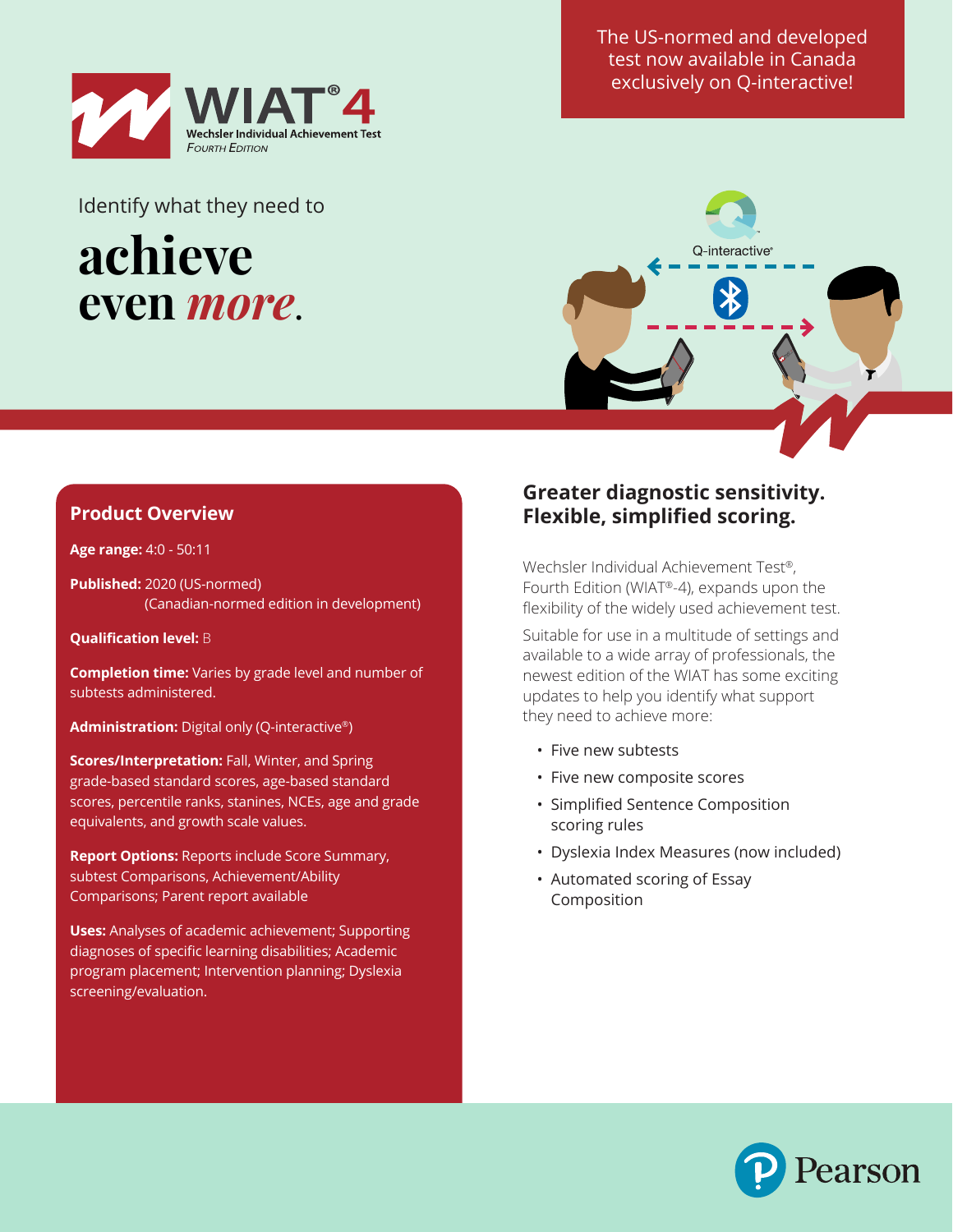# WIAT® 4

Wechsler Individual Achievement Test
*Fourth Edition*

The US-normed and developed test now available in Canada exclusively on Q-interactive!

Identify what they need to

**achieve even *more*.**

Q-interactive®

## Product Overview

**Age range:** 4:0 - 50:11

**Published:** 2020 (US-normed)
(Canadian-normed edition in development)

**Qualification level:** B

**Completion time:** Varies by grade level and number of subtests administered.

**Administration:** Digital only (Q-interactive®)

**Scores/Interpretation:** Fall, Winter, and Spring grade-based standard scores, age-based standard scores, percentile ranks, stanines, NCEs, age and grade equivalents, and growth scale values.

**Report Options:** Reports include Score Summary, subtest Comparisons, Achievement/Ability Comparisons; Parent report available

**Uses:** Analyses of academic achievement; Supporting diagnoses of specific learning disabilities; Academic program placement; Intervention planning; Dyslexia screening/evaluation.

## Greater diagnostic sensitivity. Flexible, simplified scoring.

Wechsler Individual Achievement Test®, Fourth Edition (WIAT®-4), expands upon the flexibility of the widely used achievement test.

Suitable for use in a multitude of settings and available to a wide array of professionals, the newest edition of the WIAT has some exciting updates to help you identify what support they need to achieve more:

- Five new subtests
- Five new composite scores
- Simplified Sentence Composition scoring rules
- Dyslexia Index Measures (now included)
- Automated scoring of Essay Composition

Pearson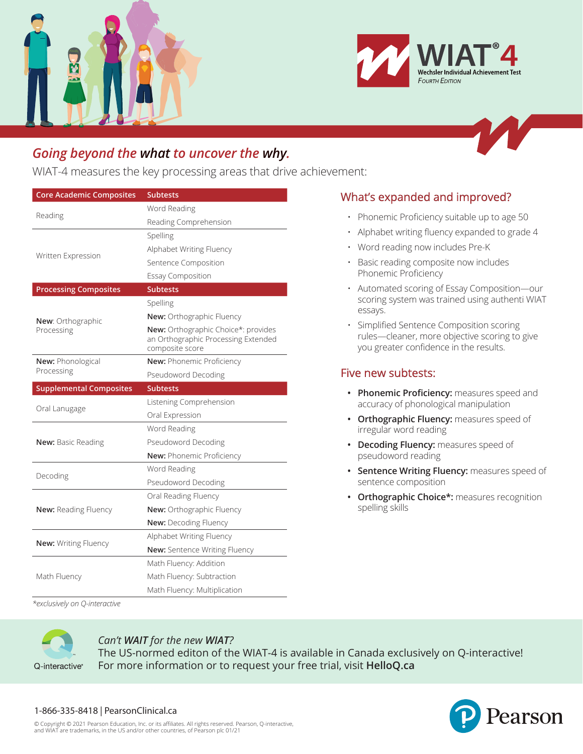# WIAT® 4

**Wechsler Individual Achievement Test**
*Fourth Edition*

## *Going beyond the* ***what*** *to uncover the* ***why****.*

WIAT-4 measures the key processing areas that drive achievement:

| Core Academic Composites | Subtests |
|---|---|
| Reading | Word Reading |
| | Reading Comprehension |
| Written Expression | Spelling |
| | Alphabet Writing Fluency |
| | Sentence Composition |
| | Essay Composition |
| **Processing Composites** | **Subtests** |
| **New**: Orthographic Processing | Spelling |
| | **New:** Orthographic Fluency |
| | **New:** Orthographic Choice*: provides an Orthographic Processing Extended composite score |
| **New:** Phonological Processing | **New:** Phonemic Proficiency |
| | Pseudoword Decoding |
| **Supplemental Composites** | **Subtests** |
| Oral Lanugage | Listening Comprehension |
| | Oral Expression |
| **New:** Basic Reading | Word Reading |
| | Pseudoword Decoding |
| | **New:** Phonemic Proficiency |
| Decoding | Word Reading |
| | Pseudoword Decoding |
| **New:** Reading Fluency | Oral Reading Fluency |
| | **New:** Orthographic Fluency |
| | **New:** Decoding Fluency |
| **New:** Writing Fluency | Alphabet Writing Fluency |
| | **New:** Sentence Writing Fluency |
| Math Fluency | Math Fluency: Addition |
| | Math Fluency: Subtraction |
| | Math Fluency: Multiplication |

*\*exclusively on Q-interactive*

## What's expanded and improved?

- Phonemic Proficiency suitable up to age 50
- Alphabet writing fluency expanded to grade 4
- Word reading now includes Pre-K
- Basic reading composite now includes Phonemic Proficiency
- Automated scoring of Essay Composition—our scoring system was trained using authenti WIAT essays.
- Simplified Sentence Composition scoring rules—cleaner, more objective scoring to give you greater confidence in the results.

## Five new subtests:

- **Phonemic Proficiency:** measures speed and accuracy of phonological manipulation
- **Orthographic Fluency:** measures speed of irregular word reading
- **Decoding Fluency:** measures speed of pseudoword reading
- **Sentence Writing Fluency:** measures speed of sentence composition
- **Orthographic Choice\*:** measures recognition spelling skills

Q-interactive®

*Can't* ***WAIT*** *for the new* ***WIAT****?*
The US-normed editon of the WIAT-4 is available in Canada exclusively on Q-interactive!
For more information or to request your free trial, visit **HelloQ.ca**

1-866-335-8418 | PearsonClinical.ca

© Copyright © 2021 Pearson Education, Inc. or its affiliates. All rights reserved. Pearson, Q-interactive, and WIAT are trademarks, in the US and/or other countries, of Pearson plc 01/21

Pearson